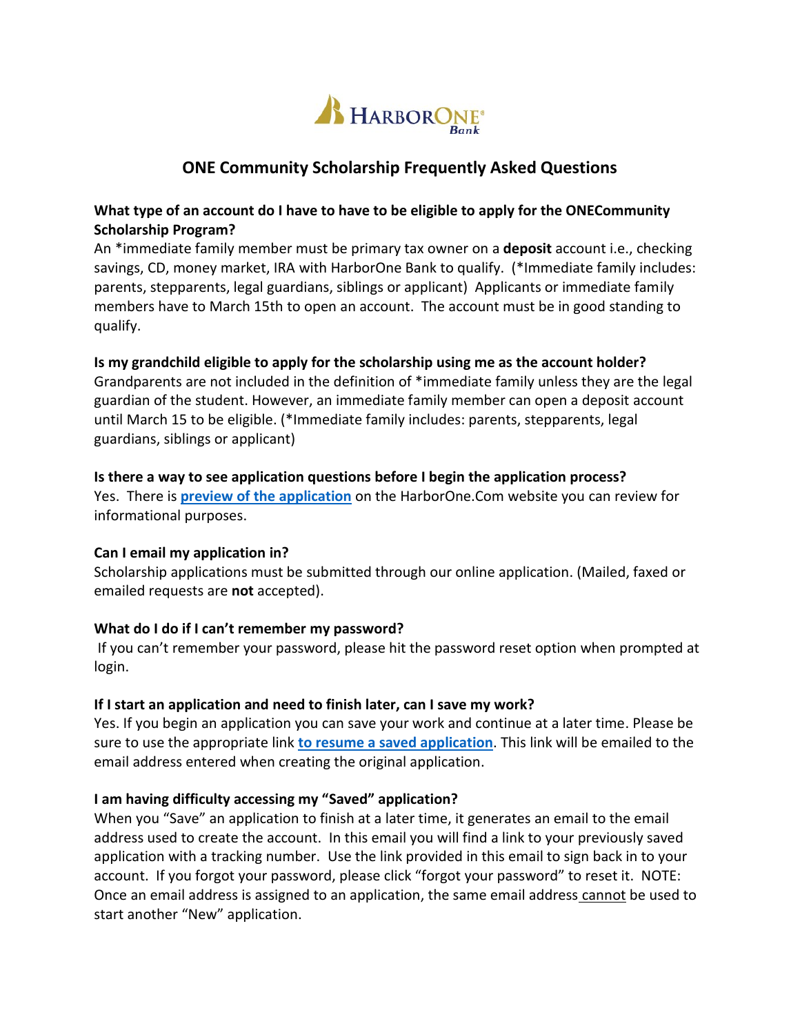# ONE Community Scholarship Frequently Asked Questions

**What type of an account do I have to have to be eligible to apply for the ONECommunity Scholarship Program?**

An *immediate family member must be primary tax owner on a **deposit** account i.e., checking savings, CD, money market, IRA with HarborOne Bank to qualify. (*Immediate family includes: parents, stepparents, legal guardians, siblings or applicant) Applicants or immediate family members have to March 15th to open an account. The account must be in good standing to qualify.

**Is my grandchild eligible to apply for the scholarship using me as the account holder?**

Grandparents are not included in the definition of *immediate family unless they are the legal guardian of the student. However, an immediate family member can open a deposit account until March 15 to be eligible. (*Immediate family includes: parents, stepparents, legal guardians, siblings or applicant)

**Is there a way to see application questions before I begin the application process?**

Yes. There is **preview of the application** on the HarborOne.Com website you can review for informational purposes.

**Can I email my application in?**

Scholarship applications must be submitted through our online application. (Mailed, faxed or emailed requests are **not** accepted).

**What do I do if I can't remember my password?**

If you can't remember your password, please hit the password reset option when prompted at login.

**If I start an application and need to finish later, can I save my work?**

Yes. If you begin an application you can save your work and continue at a later time. Please be sure to use the appropriate link **to resume a saved application**. This link will be emailed to the email address entered when creating the original application.

**I am having difficulty accessing my "Saved" application?**

When you "Save" an application to finish at a later time, it generates an email to the email address used to create the account. In this email you will find a link to your previously saved application with a tracking number. Use the link provided in this email to sign back in to your account. If you forgot your password, please click "forgot your password" to reset it. NOTE: Once an email address is assigned to an application, the same email address cannot be used to start another "New" application.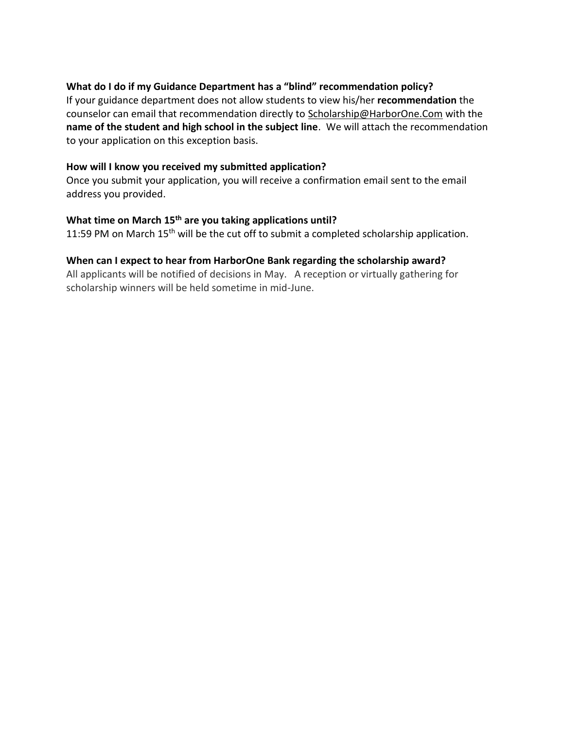**What do I do if my Guidance Department has a "blind" recommendation policy?**
If your guidance department does not allow students to view his/her **recommendation** the counselor can email that recommendation directly to Scholarship@HarborOne.Com with the **name of the student and high school in the subject line**. We will attach the recommendation to your application on this exception basis.

**How will I know you received my submitted application?**
Once you submit your application, you will receive a confirmation email sent to the email address you provided.

**What time on March 15th are you taking applications until?**
11:59 PM on March 15th will be the cut off to submit a completed scholarship application.

**When can I expect to hear from HarborOne Bank regarding the scholarship award?**
All applicants will be notified of decisions in May. A reception or virtually gathering for scholarship winners will be held sometime in mid-June.